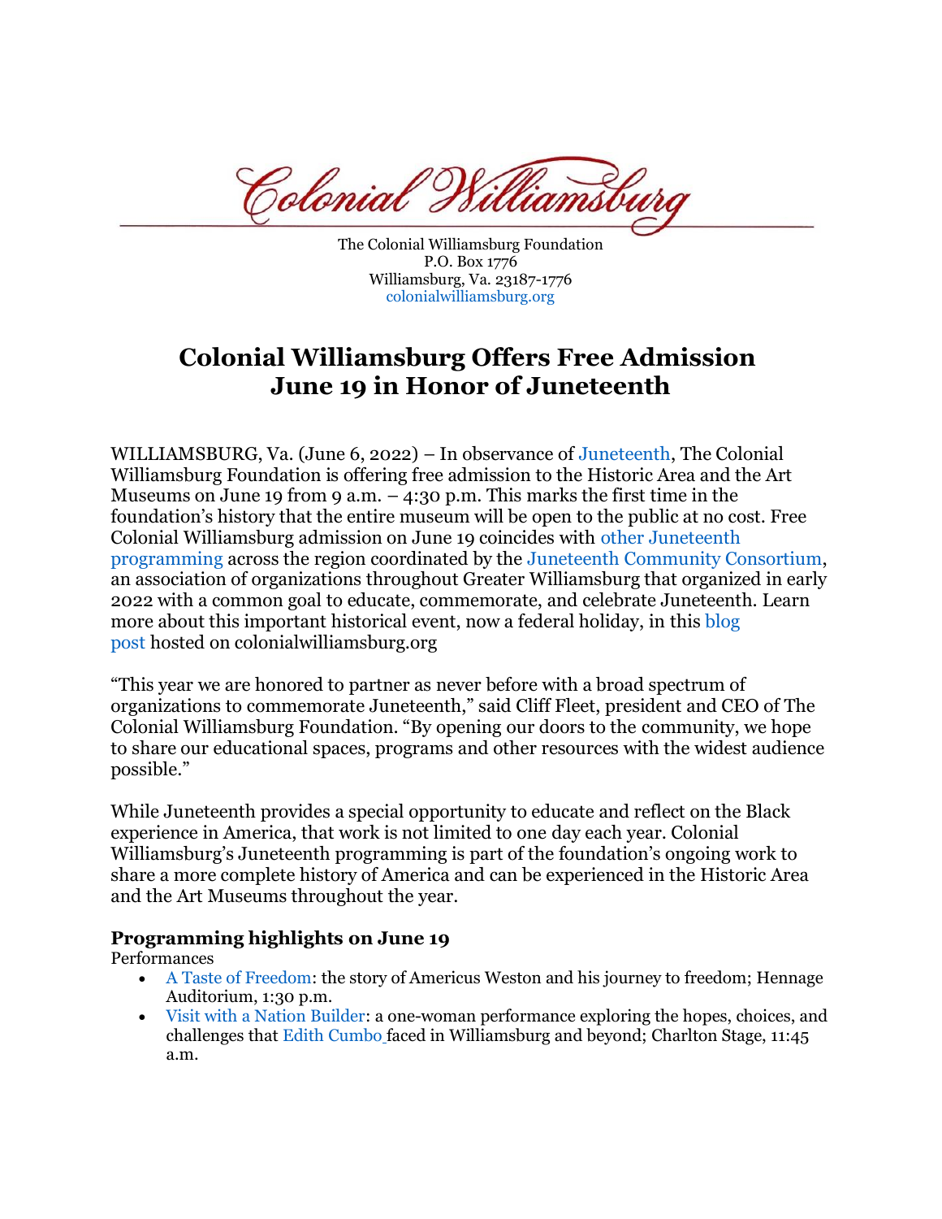Colonial Williamsburg

The Colonial Williamsburg Foundation
P.O. Box 1776
Williamsburg, Va. 23187-1776
colonialwilliamsburg.org

# Colonial Williamsburg Offers Free Admission June 19 in Honor of Juneteenth

WILLIAMSBURG, Va. (June 6, 2022) – In observance of Juneteenth, The Colonial Williamsburg Foundation is offering free admission to the Historic Area and the Art Museums on June 19 from 9 a.m. – 4:30 p.m. This marks the first time in the foundation's history that the entire museum will be open to the public at no cost. Free Colonial Williamsburg admission on June 19 coincides with other Juneteenth programming across the region coordinated by the Juneteenth Community Consortium, an association of organizations throughout Greater Williamsburg that organized in early 2022 with a common goal to educate, commemorate, and celebrate Juneteenth. Learn more about this important historical event, now a federal holiday, in this blog post hosted on colonialwilliamsburg.org

"This year we are honored to partner as never before with a broad spectrum of organizations to commemorate Juneteenth," said Cliff Fleet, president and CEO of The Colonial Williamsburg Foundation. "By opening our doors to the community, we hope to share our educational spaces, programs and other resources with the widest audience possible."

While Juneteenth provides a special opportunity to educate and reflect on the Black experience in America, that work is not limited to one day each year. Colonial Williamsburg's Juneteenth programming is part of the foundation's ongoing work to share a more complete history of America and can be experienced in the Historic Area and the Art Museums throughout the year.

### Programming highlights on June 19

Performances

- A Taste of Freedom: the story of Americus Weston and his journey to freedom; Hennage Auditorium, 1:30 p.m.
- Visit with a Nation Builder: a one-woman performance exploring the hopes, choices, and challenges that Edith Cumbo faced in Williamsburg and beyond; Charlton Stage, 11:45 a.m.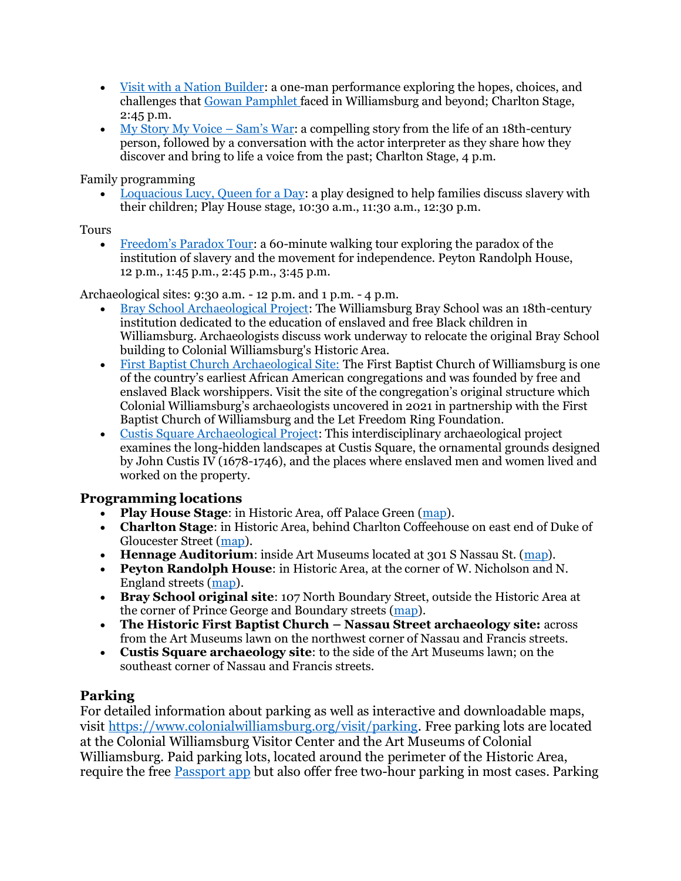- [Visit with a Nation Builder](): a one-man performance exploring the hopes, choices, and challenges that [Gowan Pamphlet]() faced in Williamsburg and beyond; Charlton Stage, 2:45 p.m.
- [My Story My Voice – Sam's War](): a compelling story from the life of an 18th-century person, followed by a conversation with the actor interpreter as they share how they discover and bring to life a voice from the past; Charlton Stage, 4 p.m.

Family programming

- [Loquacious Lucy, Queen for a Day](): a play designed to help families discuss slavery with their children; Play House stage, 10:30 a.m., 11:30 a.m., 12:30 p.m.

Tours

- [Freedom's Paradox Tour](): a 60-minute walking tour exploring the paradox of the institution of slavery and the movement for independence. Peyton Randolph House, 12 p.m., 1:45 p.m., 2:45 p.m., 3:45 p.m.

Archaeological sites: 9:30 a.m. - 12 p.m. and 1 p.m. - 4 p.m.

- [Bray School Archaeological Project](): The Williamsburg Bray School was an 18th-century institution dedicated to the education of enslaved and free Black children in Williamsburg. Archaeologists discuss work underway to relocate the original Bray School building to Colonial Williamsburg's Historic Area.
- [First Baptist Church Archaeological Site:]() The First Baptist Church of Williamsburg is one of the country's earliest African American congregations and was founded by free and enslaved Black worshippers. Visit the site of the congregation's original structure which Colonial Williamsburg's archaeologists uncovered in 2021 in partnership with the First Baptist Church of Williamsburg and the Let Freedom Ring Foundation.
- [Custis Square Archaeological Project](): This interdisciplinary archaeological project examines the long-hidden landscapes at Custis Square, the ornamental grounds designed by John Custis IV (1678-1746), and the places where enslaved men and women lived and worked on the property.

### Programming locations

- **Play House Stage**: in Historic Area, off Palace Green ([map]()).
- **Charlton Stage**: in Historic Area, behind Charlton Coffeehouse on east end of Duke of Gloucester Street ([map]()).
- **Hennage Auditorium**: inside Art Museums located at 301 S Nassau St. ([map]()).
- **Peyton Randolph House**: in Historic Area, at the corner of W. Nicholson and N. England streets ([map]()).
- **Bray School original site**: 107 North Boundary Street, outside the Historic Area at the corner of Prince George and Boundary streets ([map]()).
- **The Historic First Baptist Church – Nassau Street archaeology site:** across from the Art Museums lawn on the northwest corner of Nassau and Francis streets.
- **Custis Square archaeology site**: to the side of the Art Museums lawn; on the southeast corner of Nassau and Francis streets.

### Parking

For detailed information about parking as well as interactive and downloadable maps, visit [https://www.colonialwilliamsburg.org/visit/parking](https://www.colonialwilliamsburg.org/visit/parking). Free parking lots are located at the Colonial Williamsburg Visitor Center and the Art Museums of Colonial Williamsburg. Paid parking lots, located around the perimeter of the Historic Area, require the free [Passport app]() but also offer free two-hour parking in most cases. Parking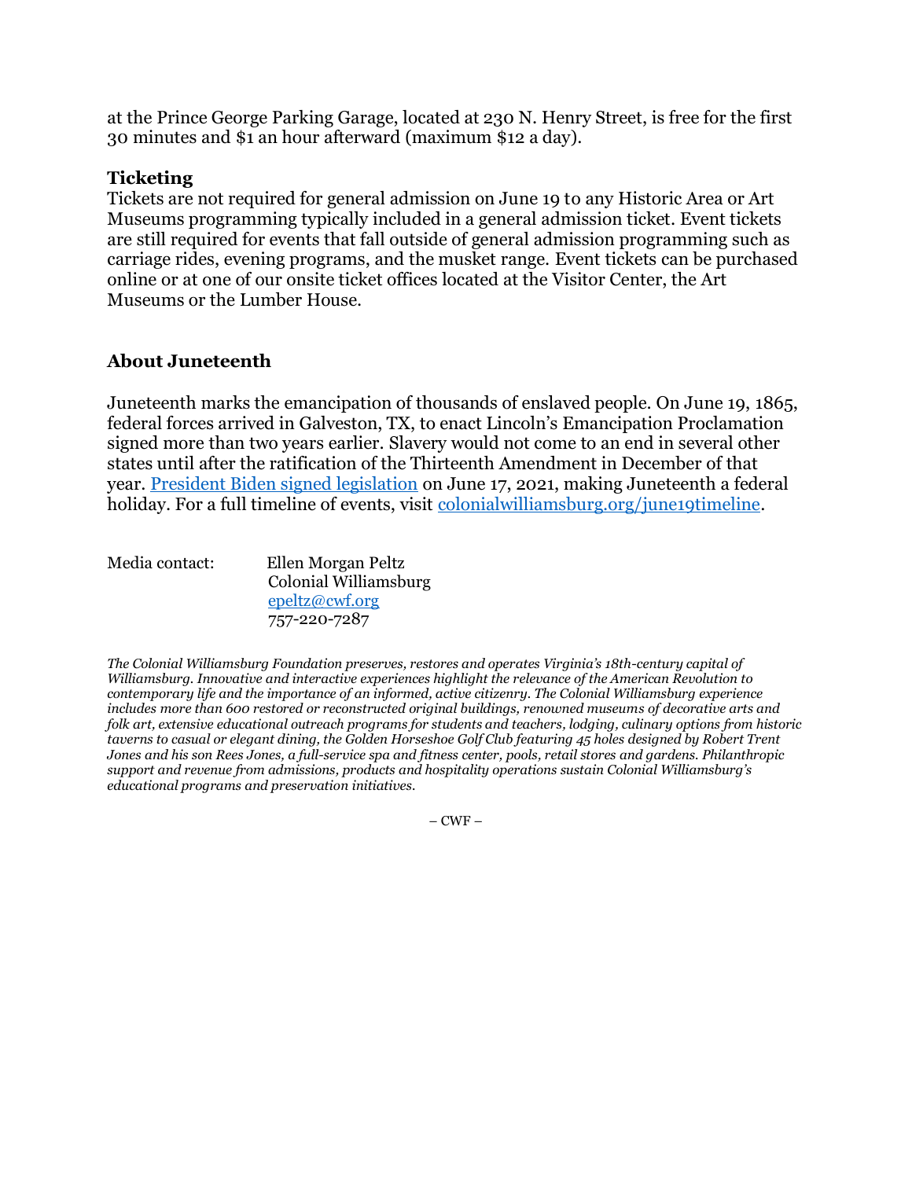at the Prince George Parking Garage, located at 230 N. Henry Street, is free for the first 30 minutes and $1 an hour afterward (maximum $12 a day).

**Ticketing**

Tickets are not required for general admission on June 19 to any Historic Area or Art Museums programming typically included in a general admission ticket. Event tickets are still required for events that fall outside of general admission programming such as carriage rides, evening programs, and the musket range. Event tickets can be purchased online or at one of our onsite ticket offices located at the Visitor Center, the Art Museums or the Lumber House.

### About Juneteenth

Juneteenth marks the emancipation of thousands of enslaved people. On June 19, 1865, federal forces arrived in Galveston, TX, to enact Lincoln's Emancipation Proclamation signed more than two years earlier. Slavery would not come to an end in several other states until after the ratification of the Thirteenth Amendment in December of that year. President Biden signed legislation on June 17, 2021, making Juneteenth a federal holiday. For a full timeline of events, visit colonialwilliamsburg.org/june19timeline.

Media contact: Ellen Morgan Peltz
Colonial Williamsburg
epeltz@cwf.org
757-220-7287

*The Colonial Williamsburg Foundation preserves, restores and operates Virginia's 18th-century capital of Williamsburg. Innovative and interactive experiences highlight the relevance of the American Revolution to contemporary life and the importance of an informed, active citizenry. The Colonial Williamsburg experience includes more than 600 restored or reconstructed original buildings, renowned museums of decorative arts and folk art, extensive educational outreach programs for students and teachers, lodging, culinary options from historic taverns to casual or elegant dining, the Golden Horseshoe Golf Club featuring 45 holes designed by Robert Trent Jones and his son Rees Jones, a full-service spa and fitness center, pools, retail stores and gardens. Philanthropic support and revenue from admissions, products and hospitality operations sustain Colonial Williamsburg's educational programs and preservation initiatives.*

– CWF –